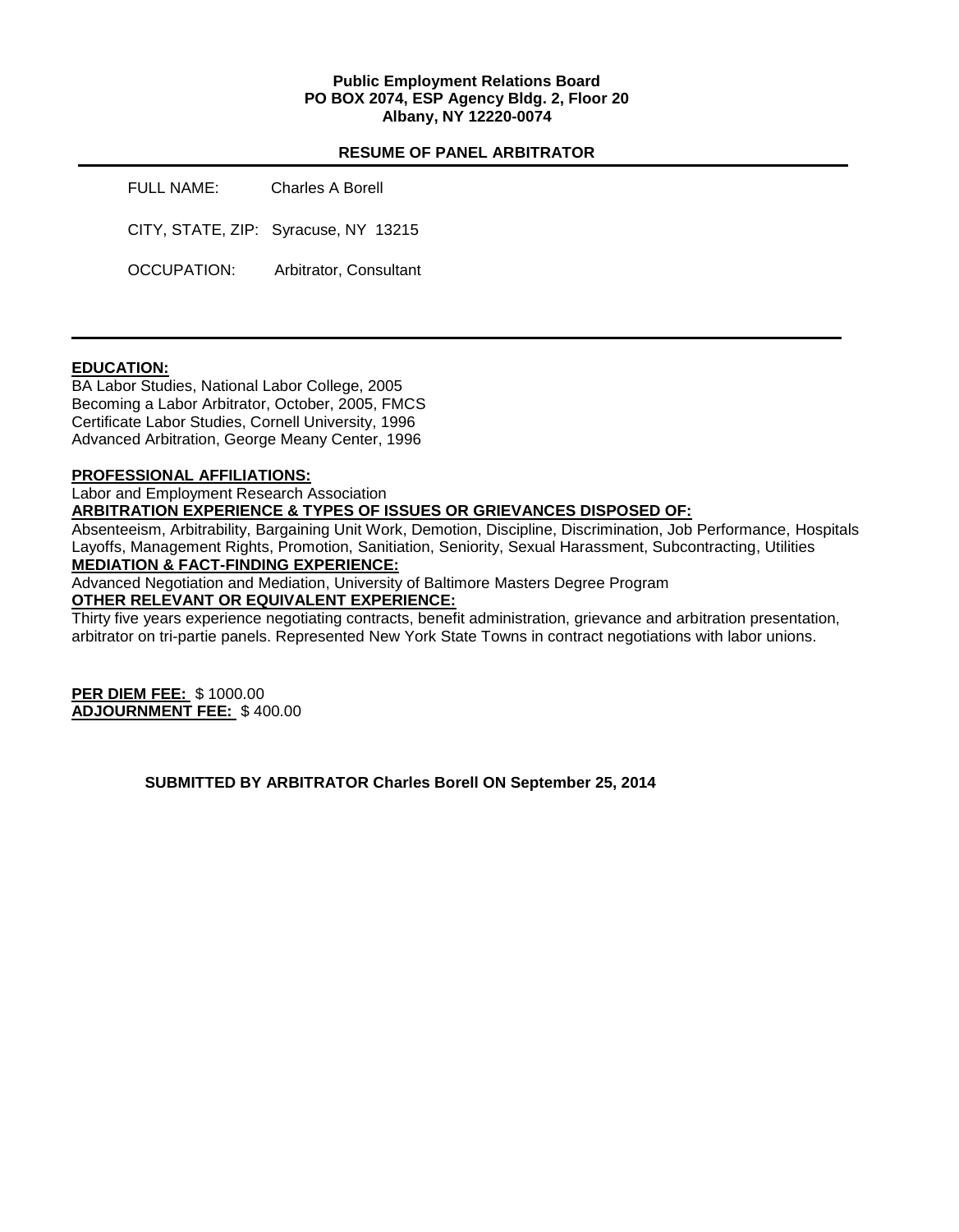**Public Employment Relations Board**
**PO BOX 2074, ESP Agency Bldg. 2, Floor 20**
**Albany, NY 12220-0074**

**RESUME OF PANEL ARBITRATOR**

FULL NAME: Charles A Borell

CITY, STATE, ZIP: Syracuse, NY 13215

OCCUPATION: Arbitrator, Consultant

---

**EDUCATION:**

BA Labor Studies, National Labor College, 2005
Becoming a Labor Arbitrator, October, 2005, FMCS
Certificate Labor Studies, Cornell University, 1996
Advanced Arbitration, George Meany Center, 1996

**PROFESSIONAL AFFILIATIONS:**

Labor and Employment Research Association

**ARBITRATION EXPERIENCE & TYPES OF ISSUES OR GRIEVANCES DISPOSED OF:**

Absenteeism, Arbitrability, Bargaining Unit Work, Demotion, Discipline, Discrimination, Job Performance, Hospitals Layoffs, Management Rights, Promotion, Sanitiation, Seniority, Sexual Harassment, Subcontracting, Utilities

**MEDIATION & FACT-FINDING EXPERIENCE:**

Advanced Negotiation and Mediation, University of Baltimore Masters Degree Program

**OTHER RELEVANT OR EQUIVALENT EXPERIENCE:**

Thirty five years experience negotiating contracts, benefit administration, grievance and arbitration presentation, arbitrator on tri-partie panels. Represented New York State Towns in contract negotiations with labor unions.

**PER DIEM FEE:** $ 1000.00
**ADJOURNMENT FEE:** $ 400.00

**SUBMITTED BY ARBITRATOR Charles Borell ON September 25, 2014**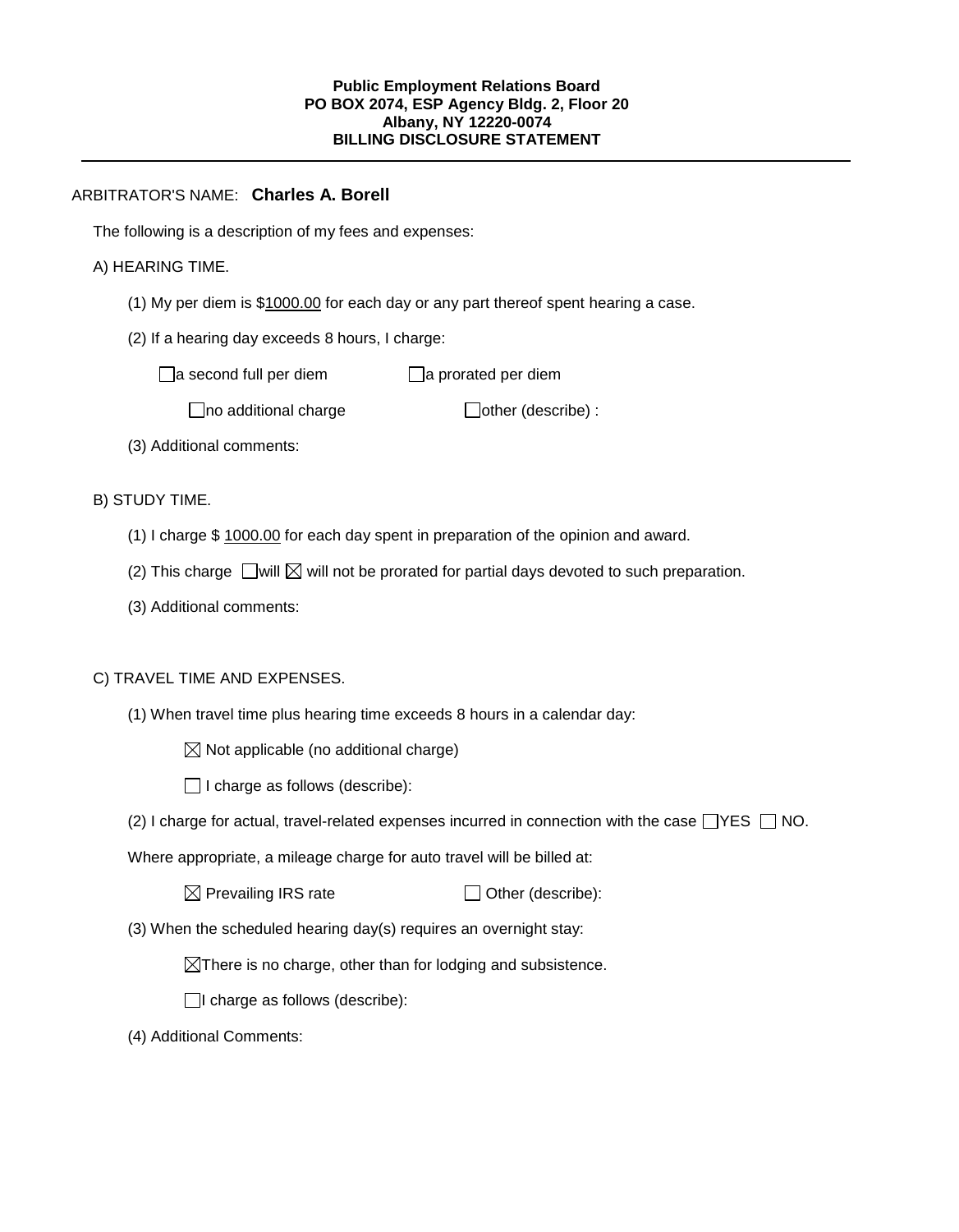**Public Employment Relations Board**
**PO BOX 2074, ESP Agency Bldg. 2, Floor 20**
**Albany, NY 12220-0074**
**BILLING DISCLOSURE STATEMENT**

---

ARBITRATOR'S NAME: **Charles A. Borell**

The following is a description of my fees and expenses:

A) HEARING TIME.

(1) My per diem is $1000.00 for each day or any part thereof spent hearing a case.

(2) If a hearing day exceeds 8 hours, I charge:

☐ a second full per diem ☐ a prorated per diem

☐ no additional charge ☐ other (describe) :

(3) Additional comments:

B) STUDY TIME.

(1) I charge $ 1000.00 for each day spent in preparation of the opinion and award.

(2) This charge ☐ will ☒ will not be prorated for partial days devoted to such preparation.

(3) Additional comments:

C) TRAVEL TIME AND EXPENSES.

(1) When travel time plus hearing time exceeds 8 hours in a calendar day:

☒ Not applicable (no additional charge)

☐ I charge as follows (describe):

(2) I charge for actual, travel-related expenses incurred in connection with the case ☐ YES ☐ NO.

Where appropriate, a mileage charge for auto travel will be billed at:

☒ Prevailing IRS rate ☐ Other (describe):

(3) When the scheduled hearing day(s) requires an overnight stay:

☒ There is no charge, other than for lodging and subsistence.

☐ I charge as follows (describe):

(4) Additional Comments: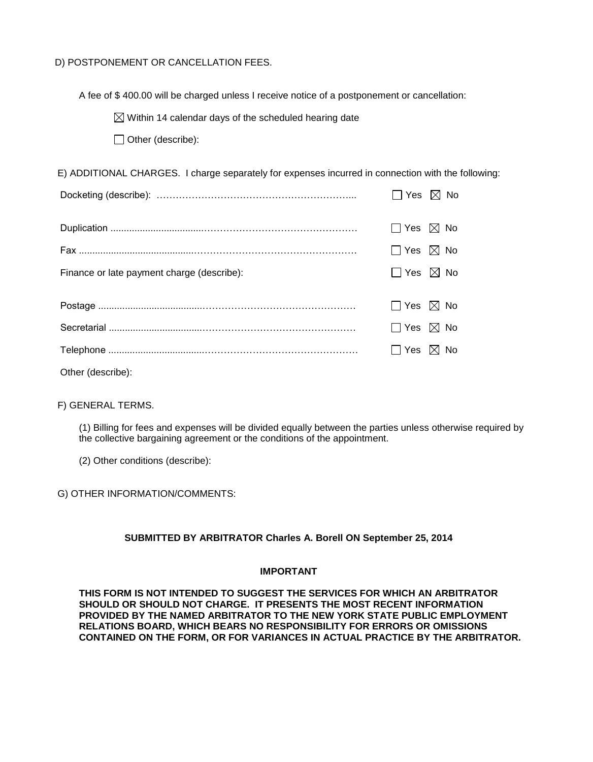D) POSTPONEMENT OR CANCELLATION FEES.

A fee of $ 400.00 will be charged unless I receive notice of a postponement or cancellation:

☒ Within 14 calendar days of the scheduled hearing date

☐ Other (describe):

E) ADDITIONAL CHARGES. I charge separately for expenses incurred in connection with the following:

| | |
|---|---|
| Docketing (describe): ……………………………………………………... | ☐ Yes ☒ No |
| Duplication ................................…………………………………………… | ☐ Yes ☒ No |
| Fax .........................................…………………………………………… | ☐ Yes ☒ No |
| Finance or late payment charge (describe): | ☐ Yes ☒ No |
| Postage ....................................…………………………………………… | ☐ Yes ☒ No |
| Secretarial ................................…………………………………………… | ☐ Yes ☒ No |
| Telephone .................................…………………………………………… | ☐ Yes ☒ No |

Other (describe):

F) GENERAL TERMS.

(1) Billing for fees and expenses will be divided equally between the parties unless otherwise required by the collective bargaining agreement or the conditions of the appointment.

(2) Other conditions (describe):

G) OTHER INFORMATION/COMMENTS:

**SUBMITTED BY ARBITRATOR Charles A. Borell ON September 25, 2014**

**IMPORTANT**

**THIS FORM IS NOT INTENDED TO SUGGEST THE SERVICES FOR WHICH AN ARBITRATOR SHOULD OR SHOULD NOT CHARGE. IT PRESENTS THE MOST RECENT INFORMATION PROVIDED BY THE NAMED ARBITRATOR TO THE NEW YORK STATE PUBLIC EMPLOYMENT RELATIONS BOARD, WHICH BEARS NO RESPONSIBILITY FOR ERRORS OR OMISSIONS CONTAINED ON THE FORM, OR FOR VARIANCES IN ACTUAL PRACTICE BY THE ARBITRATOR.**